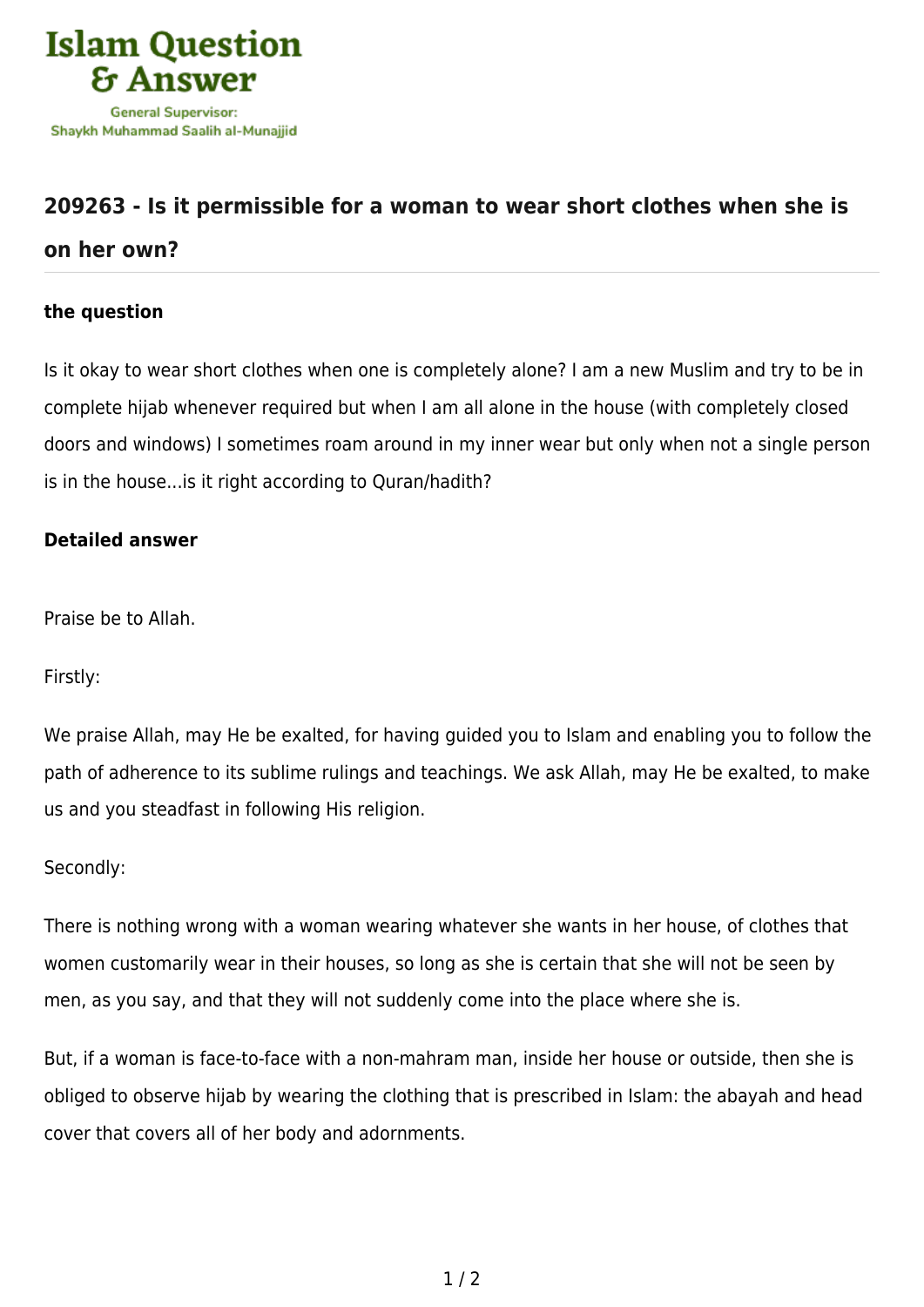# Islam Question & Answer

General Supervisor:
Shaykh Muhammad Saalih al-Munajjid

## 209263 - Is it permissible for a woman to wear short clothes when she is on her own?

### the question

Is it okay to wear short clothes when one is completely alone? I am a new Muslim and try to be in complete hijab whenever required but when I am all alone in the house (with completely closed doors and windows) I sometimes roam around in my inner wear but only when not a single person is in the house...is it right according to Quran/hadith?

### Detailed answer

Praise be to Allah.

Firstly:

We praise Allah, may He be exalted, for having guided you to Islam and enabling you to follow the path of adherence to its sublime rulings and teachings. We ask Allah, may He be exalted, to make us and you steadfast in following His religion.

Secondly:

There is nothing wrong with a woman wearing whatever she wants in her house, of clothes that women customarily wear in their houses, so long as she is certain that she will not be seen by men, as you say, and that they will not suddenly come into the place where she is.

But, if a woman is face-to-face with a non-mahram man, inside her house or outside, then she is obliged to observe hijab by wearing the clothing that is prescribed in Islam: the abayah and head cover that covers all of her body and adornments.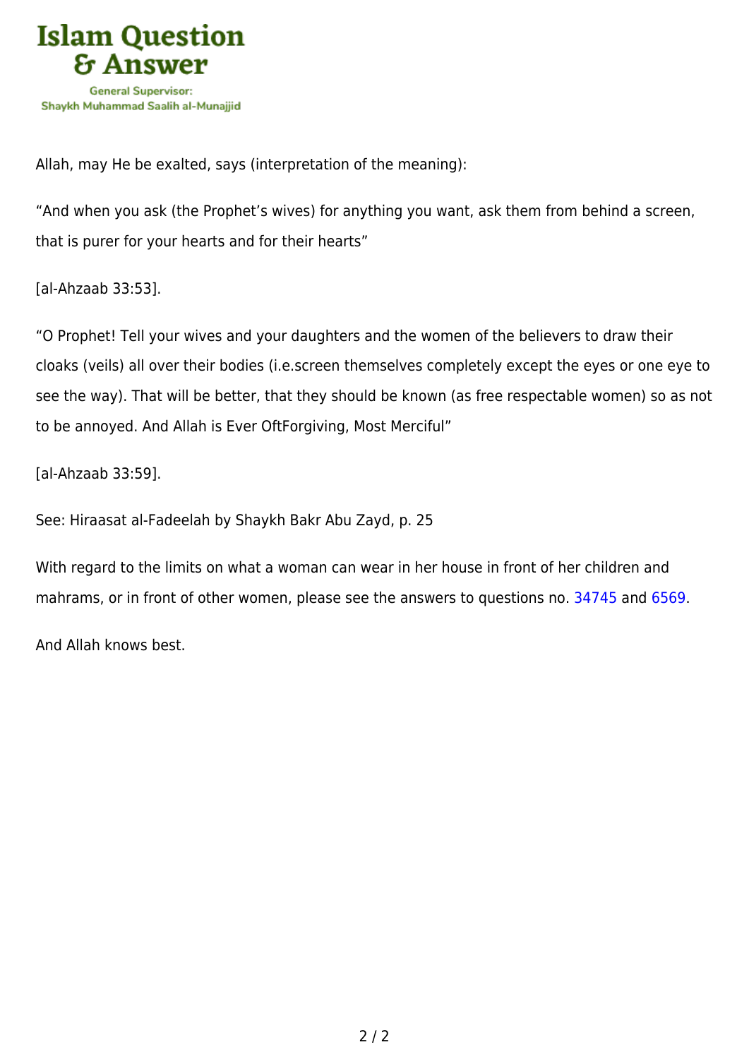Allah, may He be exalted, says (interpretation of the meaning):

"And when you ask (the Prophet's wives) for anything you want, ask them from behind a screen, that is purer for your hearts and for their hearts"

[al-Ahzaab 33:53].

"O Prophet! Tell your wives and your daughters and the women of the believers to draw their cloaks (veils) all over their bodies (i.e.screen themselves completely except the eyes or one eye to see the way). That will be better, that they should be known (as free respectable women) so as not to be annoyed. And Allah is Ever OftForgiving, Most Merciful"

[al-Ahzaab 33:59].

See: Hiraasat al-Fadeelah by Shaykh Bakr Abu Zayd, p. 25

With regard to the limits on what a woman can wear in her house in front of her children and mahrams, or in front of other women, please see the answers to questions no. 34745 and 6569.

And Allah knows best.